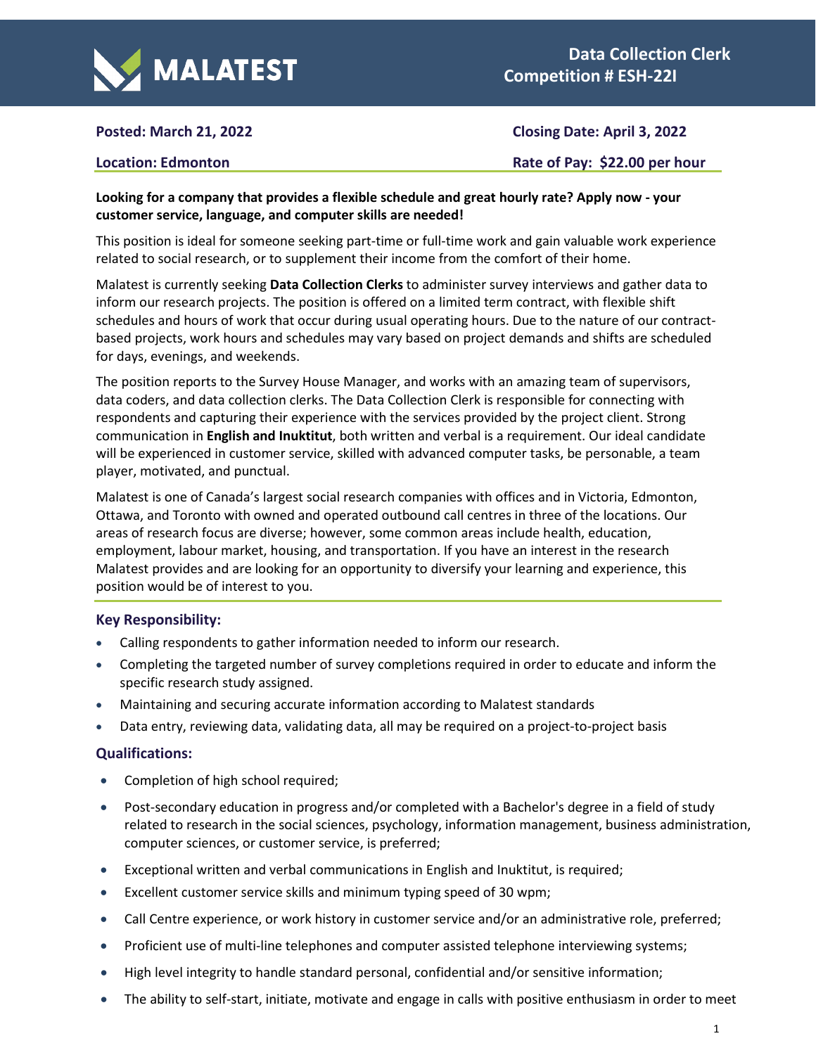**MALATEST**

# Data Collection Clerk
## Competition # ESH-22I

**Posted: March 21, 2022** | **Closing Date: April 3, 2022**

**Location: Edmonton** | **Rate of Pay: $22.00 per hour**

**Looking for a company that provides a flexible schedule and great hourly rate? Apply now - your customer service, language, and computer skills are needed!**

This position is ideal for someone seeking part-time or full-time work and gain valuable work experience related to social research, or to supplement their income from the comfort of their home.

Malatest is currently seeking **Data Collection Clerks** to administer survey interviews and gather data to inform our research projects. The position is offered on a limited term contract, with flexible shift schedules and hours of work that occur during usual operating hours. Due to the nature of our contract-based projects, work hours and schedules may vary based on project demands and shifts are scheduled for days, evenings, and weekends.

The position reports to the Survey House Manager, and works with an amazing team of supervisors, data coders, and data collection clerks. The Data Collection Clerk is responsible for connecting with respondents and capturing their experience with the services provided by the project client. Strong communication in **English and Inuktitut**, both written and verbal is a requirement. Our ideal candidate will be experienced in customer service, skilled with advanced computer tasks, be personable, a team player, motivated, and punctual.

Malatest is one of Canada's largest social research companies with offices and in Victoria, Edmonton, Ottawa, and Toronto with owned and operated outbound call centres in three of the locations. Our areas of research focus are diverse; however, some common areas include health, education, employment, labour market, housing, and transportation. If you have an interest in the research Malatest provides and are looking for an opportunity to diversify your learning and experience, this position would be of interest to you.

### Key Responsibility:

- Calling respondents to gather information needed to inform our research.
- Completing the targeted number of survey completions required in order to educate and inform the specific research study assigned.
- Maintaining and securing accurate information according to Malatest standards
- Data entry, reviewing data, validating data, all may be required on a project-to-project basis

### Qualifications:

- Completion of high school required;
- Post-secondary education in progress and/or completed with a Bachelor's degree in a field of study related to research in the social sciences, psychology, information management, business administration, computer sciences, or customer service, is preferred;
- Exceptional written and verbal communications in English and Inuktitut, is required;
- Excellent customer service skills and minimum typing speed of 30 wpm;
- Call Centre experience, or work history in customer service and/or an administrative role, preferred;
- Proficient use of multi-line telephones and computer assisted telephone interviewing systems;
- High level integrity to handle standard personal, confidential and/or sensitive information;
- The ability to self-start, initiate, motivate and engage in calls with positive enthusiasm in order to meet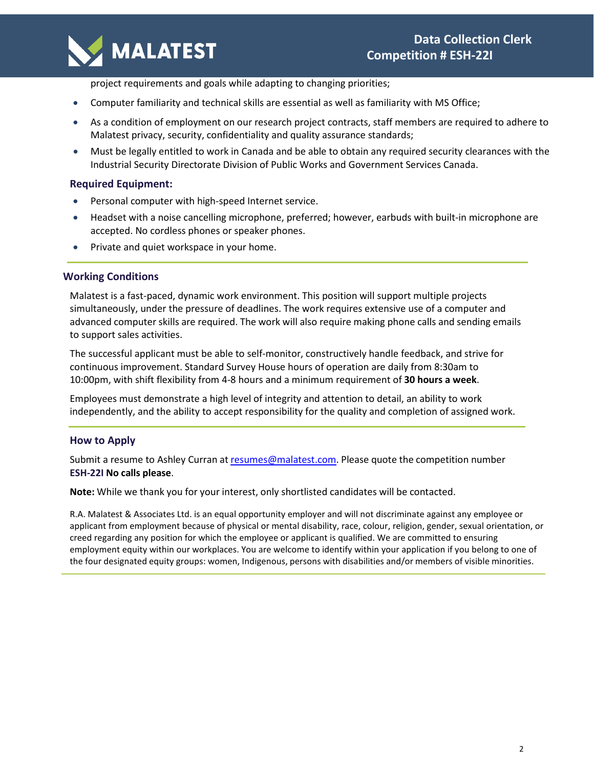project requirements and goals while adapting to changing priorities;

- Computer familiarity and technical skills are essential as well as familiarity with MS Office;
- As a condition of employment on our research project contracts, staff members are required to adhere to Malatest privacy, security, confidentiality and quality assurance standards;
- Must be legally entitled to work in Canada and be able to obtain any required security clearances with the Industrial Security Directorate Division of Public Works and Government Services Canada.

### Required Equipment:

- Personal computer with high-speed Internet service.
- Headset with a noise cancelling microphone, preferred; however, earbuds with built-in microphone are accepted. No cordless phones or speaker phones.
- Private and quiet workspace in your home.

## Working Conditions

Malatest is a fast-paced, dynamic work environment. This position will support multiple projects simultaneously, under the pressure of deadlines. The work requires extensive use of a computer and advanced computer skills are required. The work will also require making phone calls and sending emails to support sales activities.

The successful applicant must be able to self-monitor, constructively handle feedback, and strive for continuous improvement. Standard Survey House hours of operation are daily from 8:30am to 10:00pm, with shift flexibility from 4-8 hours and a minimum requirement of **30 hours a week**.

Employees must demonstrate a high level of integrity and attention to detail, an ability to work independently, and the ability to accept responsibility for the quality and completion of assigned work.

## How to Apply

Submit a resume to Ashley Curran at resumes@malatest.com. Please quote the competition number **ESH-22I No calls please**.

**Note:** While we thank you for your interest, only shortlisted candidates will be contacted.

R.A. Malatest & Associates Ltd. is an equal opportunity employer and will not discriminate against any employee or applicant from employment because of physical or mental disability, race, colour, religion, gender, sexual orientation, or creed regarding any position for which the employee or applicant is qualified. We are committed to ensuring employment equity within our workplaces. You are welcome to identify within your application if you belong to one of the four designated equity groups: women, Indigenous, persons with disabilities and/or members of visible minorities.